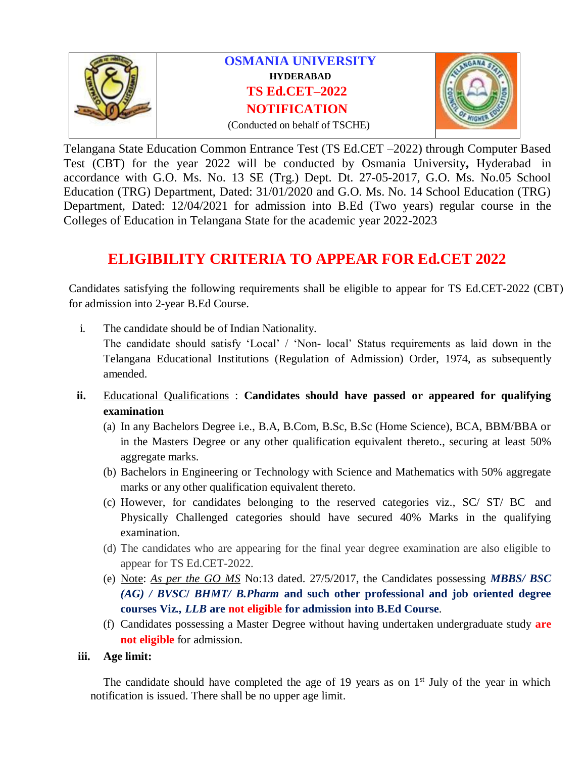# OSMANIA UNIVERSITY

**HYDERABAD**

## TS Ed.CET–2022

## NOTIFICATION

(Conducted on behalf of TSCHE)

Telangana State Education Common Entrance Test (TS Ed.CET –2022) through Computer Based Test (CBT) for the year 2022 will be conducted by Osmania University**,** Hyderabad in accordance with G.O. Ms. No. 13 SE (Trg.) Dept. Dt. 27-05-2017, G.O. Ms. No.05 School Education (TRG) Department, Dated: 31/01/2020 and G.O. Ms. No. 14 School Education (TRG) Department, Dated: 12/04/2021 for admission into B.Ed (Two years) regular course in the Colleges of Education in Telangana State for the academic year 2022-2023

## ELIGIBILITY CRITERIA TO APPEAR FOR Ed.CET 2022

Candidates satisfying the following requirements shall be eligible to appear for TS Ed.CET-2022 (CBT) for admission into 2-year B.Ed Course.

i. The candidate should be of Indian Nationality.
   The candidate should satisfy 'Local' / 'Non- local' Status requirements as laid down in the Telangana Educational Institutions (Regulation of Admission) Order, 1974, as subsequently amended.

**ii.** Educational Qualifications : **Candidates should have passed or appeared for qualifying examination**

   (a) In any Bachelors Degree i.e., B.A, B.Com, B.Sc, B.Sc (Home Science), BCA, BBM/BBA or in the Masters Degree or any other qualification equivalent thereto., securing at least 50% aggregate marks.

   (b) Bachelors in Engineering or Technology with Science and Mathematics with 50% aggregate marks or any other qualification equivalent thereto.

   (c) However, for candidates belonging to the reserved categories viz., SC/ ST/ BC and Physically Challenged categories should have secured 40% Marks in the qualifying examination.

   (d) The candidates who are appearing for the final year degree examination are also eligible to appear for TS Ed.CET-2022.

   (e) Note: *As per the GO MS* No:13 dated. 27/5/2017, the Candidates possessing ***MBBS/ BSC (AG) / BVSC/ BHMT/ B.Pharm*** **and such other professional and job oriented degree courses Viz., *LLB* are not eligible for admission into B.Ed Course**.

   (f) Candidates possessing a Master Degree without having undertaken undergraduate study **are not eligible** for admission.

**iii. Age limit:**

The candidate should have completed the age of 19 years as on 1st July of the year in which notification is issued. There shall be no upper age limit.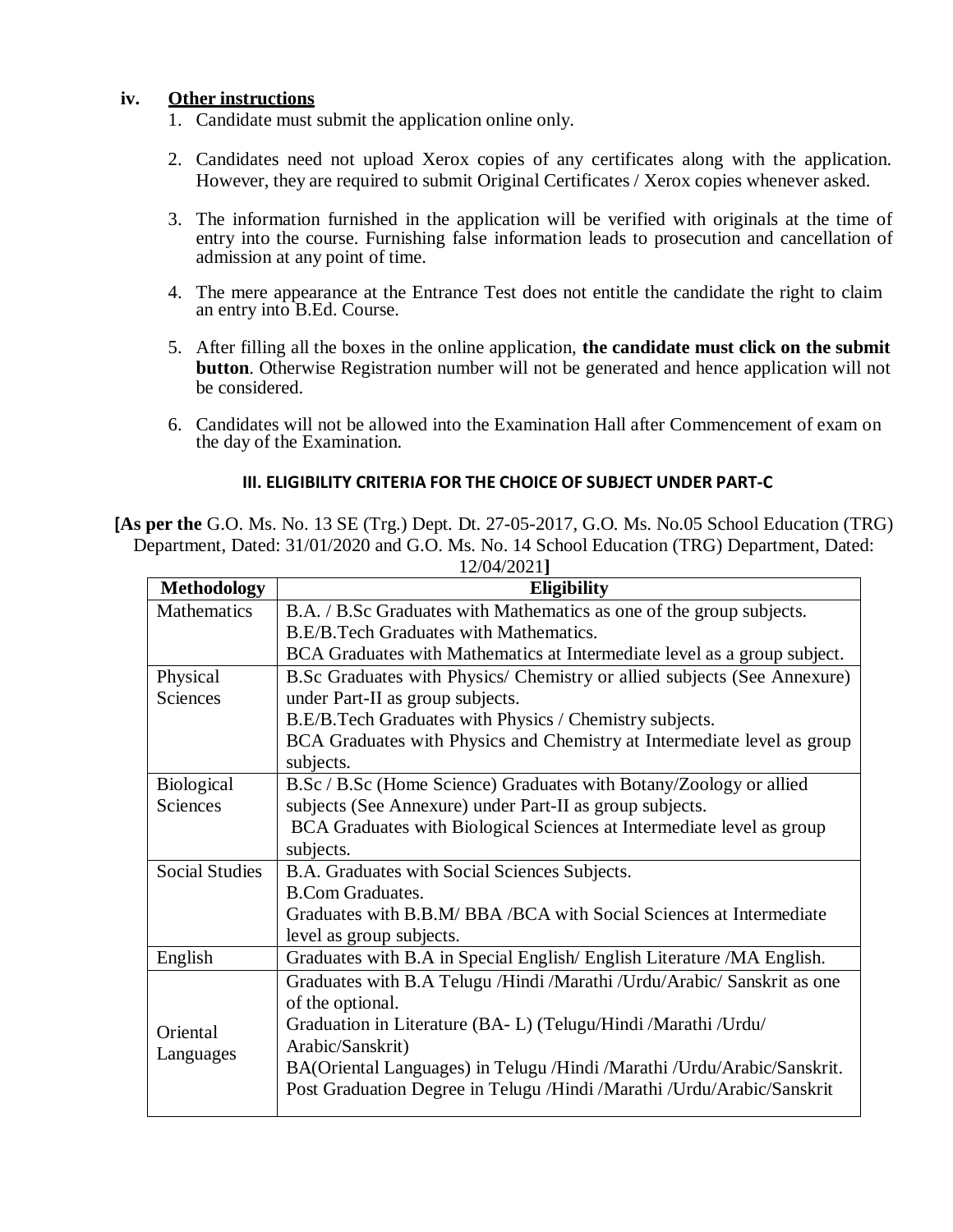**iv. Other instructions**

1. Candidate must submit the application online only.
2. Candidates need not upload Xerox copies of any certificates along with the application. However, they are required to submit Original Certificates / Xerox copies whenever asked.
3. The information furnished in the application will be verified with originals at the time of entry into the course. Furnishing false information leads to prosecution and cancellation of admission at any point of time.
4. The mere appearance at the Entrance Test does not entitle the candidate the right to claim an entry into B.Ed. Course.
5. After filling all the boxes in the online application, **the candidate must click on the submit button**. Otherwise Registration number will not be generated and hence application will not be considered.
6. Candidates will not be allowed into the Examination Hall after Commencement of exam on the day of the Examination.

### III. ELIGIBILITY CRITERIA FOR THE CHOICE OF SUBJECT UNDER PART-C

**[As per the** G.O. Ms. No. 13 SE (Trg.) Dept. Dt. 27-05-2017, G.O. Ms. No.05 School Education (TRG) Department, Dated: 31/01/2020 and G.O. Ms. No. 14 School Education (TRG) Department, Dated: 12/04/2021**]**

| Methodology | Eligibility |
|---|---|
| Mathematics | B.A. / B.Sc Graduates with Mathematics as one of the group subjects.<br>B.E/B.Tech Graduates with Mathematics.<br>BCA Graduates with Mathematics at Intermediate level as a group subject. |
| Physical Sciences | B.Sc Graduates with Physics/ Chemistry or allied subjects (See Annexure) under Part-II as group subjects.<br>B.E/B.Tech Graduates with Physics / Chemistry subjects.<br>BCA Graduates with Physics and Chemistry at Intermediate level as group subjects. |
| Biological Sciences | B.Sc / B.Sc (Home Science) Graduates with Botany/Zoology or allied subjects (See Annexure) under Part-II as group subjects.<br>BCA Graduates with Biological Sciences at Intermediate level as group subjects. |
| Social Studies | B.A. Graduates with Social Sciences Subjects.<br>B.Com Graduates.<br>Graduates with B.B.M/ BBA /BCA with Social Sciences at Intermediate level as group subjects. |
| English | Graduates with B.A in Special English/ English Literature /MA English. |
| Oriental Languages | Graduates with B.A Telugu /Hindi /Marathi /Urdu/Arabic/ Sanskrit as one of the optional.<br>Graduation in Literature (BA- L) (Telugu/Hindi /Marathi /Urdu/ Arabic/Sanskrit)<br>BA(Oriental Languages) in Telugu /Hindi /Marathi /Urdu/Arabic/Sanskrit.<br>Post Graduation Degree in Telugu /Hindi /Marathi /Urdu/Arabic/Sanskrit |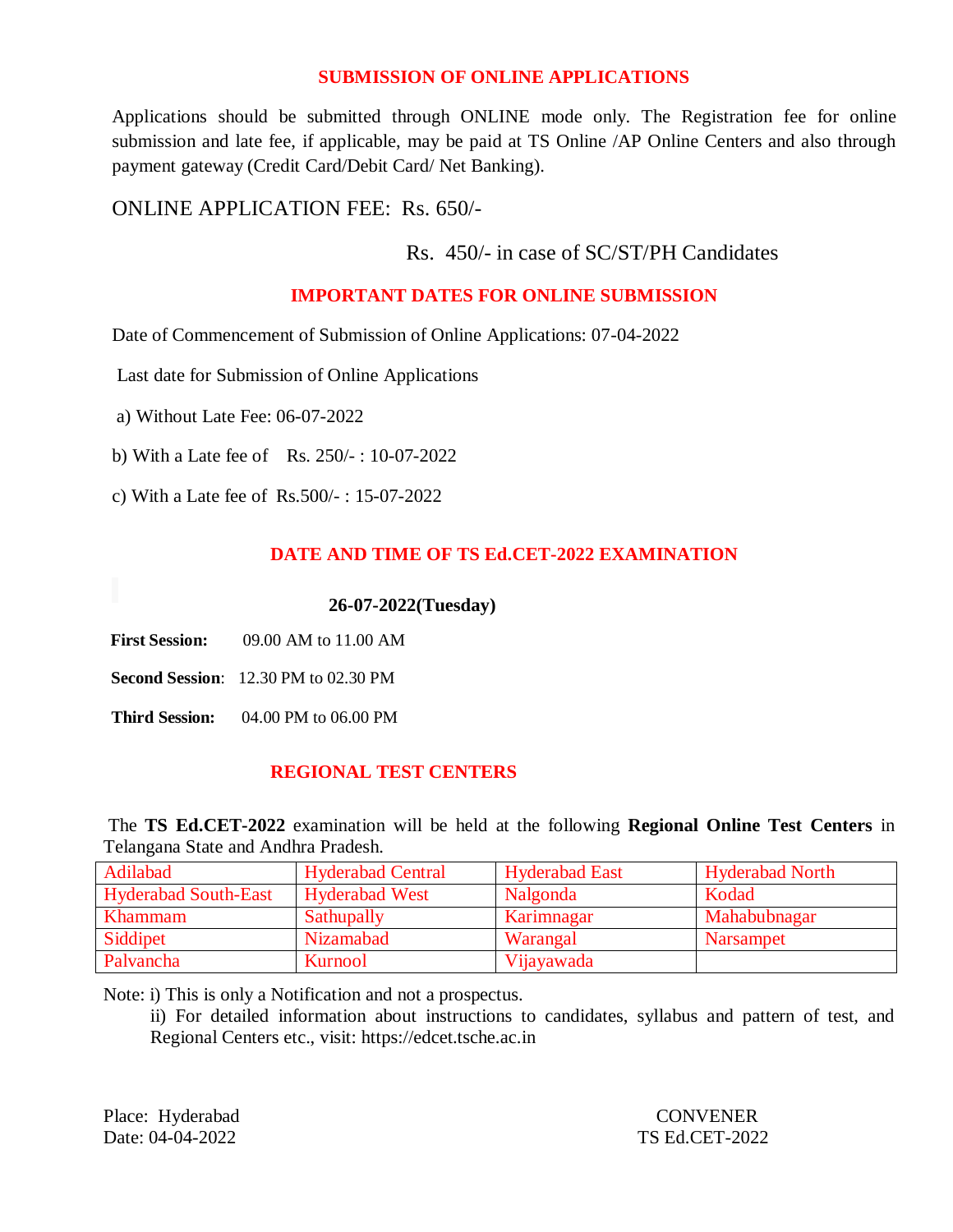## SUBMISSION OF ONLINE APPLICATIONS

Applications should be submitted through ONLINE mode only. The Registration fee for online submission and late fee, if applicable, may be paid at TS Online /AP Online Centers and also through payment gateway (Credit Card/Debit Card/ Net Banking).

ONLINE APPLICATION FEE: Rs. 650/-

Rs. 450/- in case of SC/ST/PH Candidates

## IMPORTANT DATES FOR ONLINE SUBMISSION

Date of Commencement of Submission of Online Applications: 07-04-2022

Last date for Submission of Online Applications

a) Without Late Fee: 06-07-2022

b) With a Late fee of Rs. 250/- : 10-07-2022

c) With a Late fee of Rs.500/- : 15-07-2022

## DATE AND TIME OF TS Ed.CET-2022 EXAMINATION

**26-07-2022(Tuesday)**

**First Session:** 09.00 AM to 11.00 AM

**Second Session**: 12.30 PM to 02.30 PM

**Third Session:** 04.00 PM to 06.00 PM

## REGIONAL TEST CENTERS

The **TS Ed.CET-2022** examination will be held at the following **Regional Online Test Centers** in Telangana State and Andhra Pradesh.

| | | | |
|---|---|---|---|
| Adilabad | Hyderabad Central | Hyderabad East | Hyderabad North |
| Hyderabad South-East | Hyderabad West | Nalgonda | Kodad |
| Khammam | Sathupally | Karimnagar | Mahabubnagar |
| Siddipet | Nizamabad | Warangal | Narsampet |
| Palvancha | Kurnool | Vijayawada | |

Note: i) This is only a Notification and not a prospectus.

ii) For detailed information about instructions to candidates, syllabus and pattern of test, and Regional Centers etc., visit: https://edcet.tsche.ac.in

Place: Hyderabad
Date: 04-04-2022

CONVENER
TS Ed.CET-2022